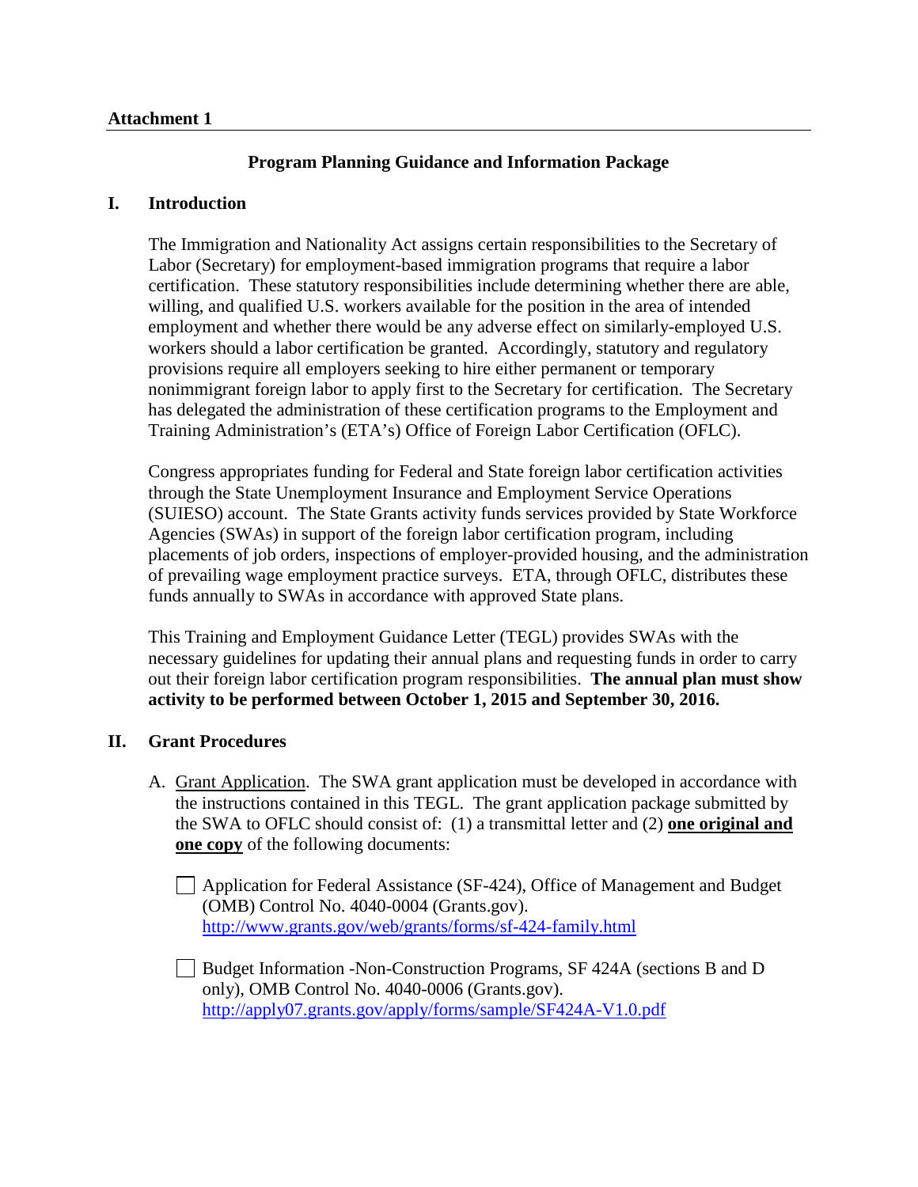**Attachment 1**

## Program Planning Guidance and Information Package

### I. Introduction

The Immigration and Nationality Act assigns certain responsibilities to the Secretary of Labor (Secretary) for employment-based immigration programs that require a labor certification. These statutory responsibilities include determining whether there are able, willing, and qualified U.S. workers available for the position in the area of intended employment and whether there would be any adverse effect on similarly-employed U.S. workers should a labor certification be granted. Accordingly, statutory and regulatory provisions require all employers seeking to hire either permanent or temporary nonimmigrant foreign labor to apply first to the Secretary for certification. The Secretary has delegated the administration of these certification programs to the Employment and Training Administration's (ETA's) Office of Foreign Labor Certification (OFLC).

Congress appropriates funding for Federal and State foreign labor certification activities through the State Unemployment Insurance and Employment Service Operations (SUIESO) account. The State Grants activity funds services provided by State Workforce Agencies (SWAs) in support of the foreign labor certification program, including placements of job orders, inspections of employer-provided housing, and the administration of prevailing wage employment practice surveys. ETA, through OFLC, distributes these funds annually to SWAs in accordance with approved State plans.

This Training and Employment Guidance Letter (TEGL) provides SWAs with the necessary guidelines for updating their annual plans and requesting funds in order to carry out their foreign labor certification program responsibilities. **The annual plan must show activity to be performed between October 1, 2015 and September 30, 2016.**

### II. Grant Procedures

A. Grant Application. The SWA grant application must be developed in accordance with the instructions contained in this TEGL. The grant application package submitted by the SWA to OFLC should consist of: (1) a transmittal letter and (2) **one original and one copy** of the following documents:

- [ ] Application for Federal Assistance (SF-424), Office of Management and Budget (OMB) Control No. 4040-0004 (Grants.gov). http://www.grants.gov/web/grants/forms/sf-424-family.html

- [ ] Budget Information -Non-Construction Programs, SF 424A (sections B and D only), OMB Control No. 4040-0006 (Grants.gov). http://apply07.grants.gov/apply/forms/sample/SF424A-V1.0.pdf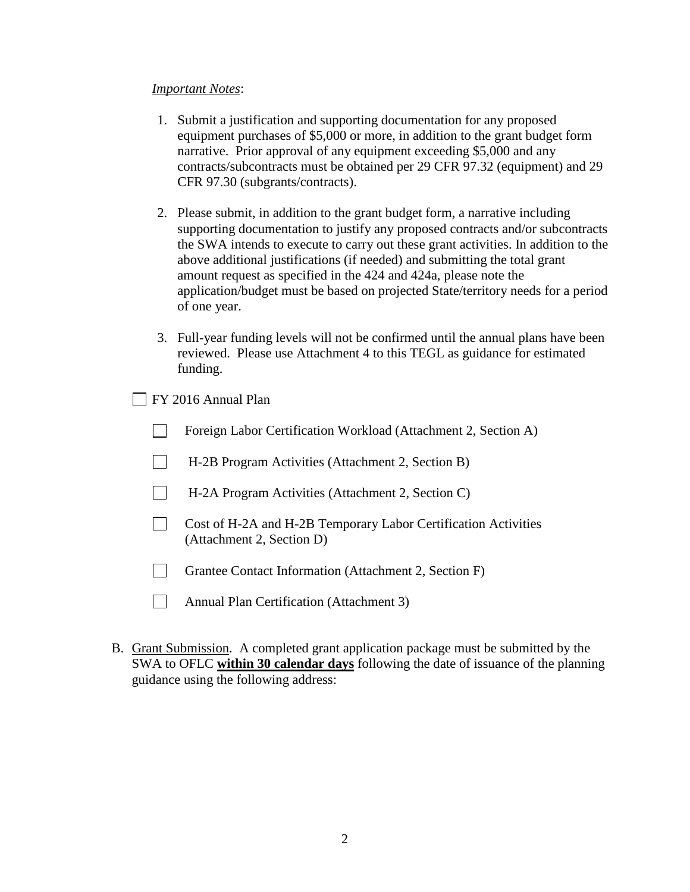*Important Notes*:

1. Submit a justification and supporting documentation for any proposed equipment purchases of $5,000 or more, in addition to the grant budget form narrative. Prior approval of any equipment exceeding $5,000 and any contracts/subcontracts must be obtained per 29 CFR 97.32 (equipment) and 29 CFR 97.30 (subgrants/contracts).

2. Please submit, in addition to the grant budget form, a narrative including supporting documentation to justify any proposed contracts and/or subcontracts the SWA intends to execute to carry out these grant activities. In addition to the above additional justifications (if needed) and submitting the total grant amount request as specified in the 424 and 424a, please note the application/budget must be based on projected State/territory needs for a period of one year.

3. Full-year funding levels will not be confirmed until the annual plans have been reviewed. Please use Attachment 4 to this TEGL as guidance for estimated funding.

- [ ] FY 2016 Annual Plan
  - [ ] Foreign Labor Certification Workload (Attachment 2, Section A)
  - [ ] H-2B Program Activities (Attachment 2, Section B)
  - [ ] H-2A Program Activities (Attachment 2, Section C)
  - [ ] Cost of H-2A and H-2B Temporary Labor Certification Activities (Attachment 2, Section D)
  - [ ] Grantee Contact Information (Attachment 2, Section F)
  - [ ] Annual Plan Certification (Attachment 3)

B. <u>Grant Submission</u>. A completed grant application package must be submitted by the SWA to OFLC **<u>within 30 calendar days</u>** following the date of issuance of the planning guidance using the following address: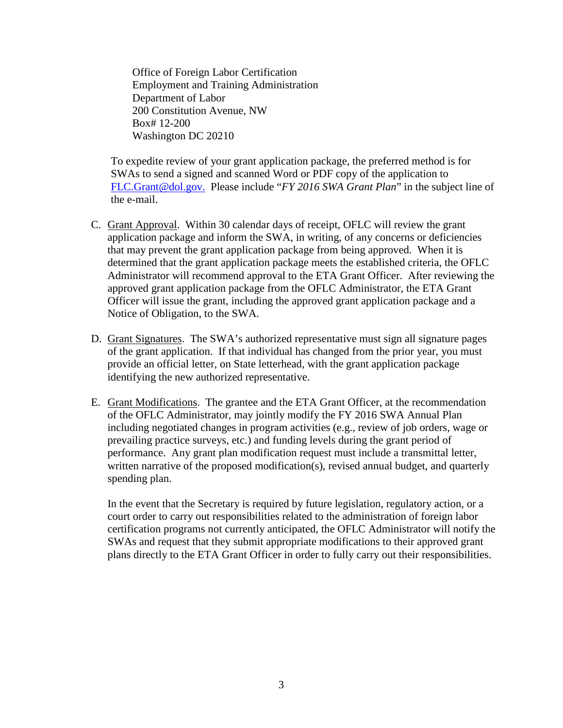Office of Foreign Labor Certification
Employment and Training Administration
Department of Labor
200 Constitution Avenue, NW
Box# 12-200
Washington DC 20210

To expedite review of your grant application package, the preferred method is for SWAs to send a signed and scanned Word or PDF copy of the application to FLC.Grant@dol.gov. Please include "*FY 2016 SWA Grant Plan*" in the subject line of the e-mail.

C. Grant Approval. Within 30 calendar days of receipt, OFLC will review the grant application package and inform the SWA, in writing, of any concerns or deficiencies that may prevent the grant application package from being approved. When it is determined that the grant application package meets the established criteria, the OFLC Administrator will recommend approval to the ETA Grant Officer. After reviewing the approved grant application package from the OFLC Administrator, the ETA Grant Officer will issue the grant, including the approved grant application package and a Notice of Obligation, to the SWA.

D. Grant Signatures. The SWA's authorized representative must sign all signature pages of the grant application. If that individual has changed from the prior year, you must provide an official letter, on State letterhead, with the grant application package identifying the new authorized representative.

E. Grant Modifications. The grantee and the ETA Grant Officer, at the recommendation of the OFLC Administrator, may jointly modify the FY 2016 SWA Annual Plan including negotiated changes in program activities (e.g., review of job orders, wage or prevailing practice surveys, etc.) and funding levels during the grant period of performance. Any grant plan modification request must include a transmittal letter, written narrative of the proposed modification(s), revised annual budget, and quarterly spending plan.

   In the event that the Secretary is required by future legislation, regulatory action, or a court order to carry out responsibilities related to the administration of foreign labor certification programs not currently anticipated, the OFLC Administrator will notify the SWAs and request that they submit appropriate modifications to their approved grant plans directly to the ETA Grant Officer in order to fully carry out their responsibilities.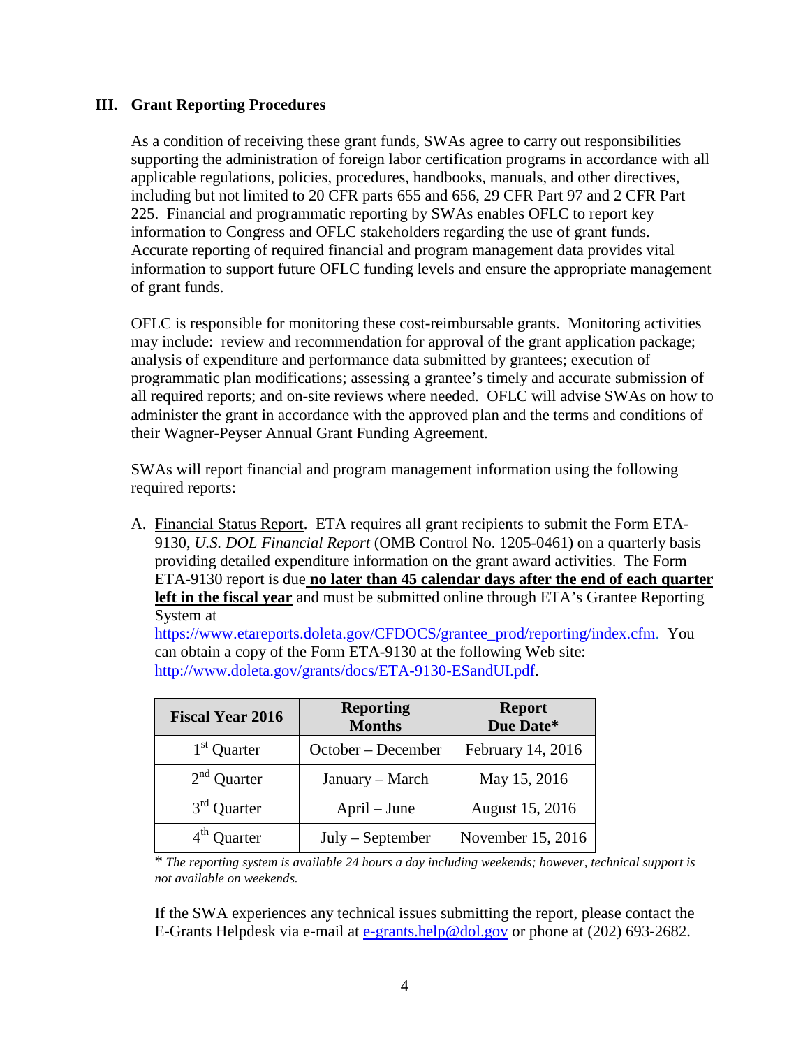## III. Grant Reporting Procedures

As a condition of receiving these grant funds, SWAs agree to carry out responsibilities supporting the administration of foreign labor certification programs in accordance with all applicable regulations, policies, procedures, handbooks, manuals, and other directives, including but not limited to 20 CFR parts 655 and 656, 29 CFR Part 97 and 2 CFR Part 225. Financial and programmatic reporting by SWAs enables OFLC to report key information to Congress and OFLC stakeholders regarding the use of grant funds. Accurate reporting of required financial and program management data provides vital information to support future OFLC funding levels and ensure the appropriate management of grant funds.

OFLC is responsible for monitoring these cost-reimbursable grants. Monitoring activities may include: review and recommendation for approval of the grant application package; analysis of expenditure and performance data submitted by grantees; execution of programmatic plan modifications; assessing a grantee's timely and accurate submission of all required reports; and on-site reviews where needed. OFLC will advise SWAs on how to administer the grant in accordance with the approved plan and the terms and conditions of their Wagner-Peyser Annual Grant Funding Agreement.

SWAs will report financial and program management information using the following required reports:

A. Financial Status Report. ETA requires all grant recipients to submit the Form ETA-9130, *U.S. DOL Financial Report* (OMB Control No. 1205-0461) on a quarterly basis providing detailed expenditure information on the grant award activities. The Form ETA-9130 report is due **no later than 45 calendar days after the end of each quarter left in the fiscal year** and must be submitted online through ETA's Grantee Reporting System at https://www.etareports.doleta.gov/CFDOCS/grantee_prod/reporting/index.cfm. You can obtain a copy of the Form ETA-9130 at the following Web site: http://www.doleta.gov/grants/docs/ETA-9130-ESandUI.pdf.

| Fiscal Year 2016 | Reporting Months | Report Due Date* |
|---|---|---|
| 1st Quarter | October – December | February 14, 2016 |
| 2nd Quarter | January – March | May 15, 2016 |
| 3rd Quarter | April – June | August 15, 2016 |
| 4th Quarter | July – September | November 15, 2016 |

\* *The reporting system is available 24 hours a day including weekends; however, technical support is not available on weekends.*

If the SWA experiences any technical issues submitting the report, please contact the E-Grants Helpdesk via e-mail at e-grants.help@dol.gov or phone at (202) 693-2682.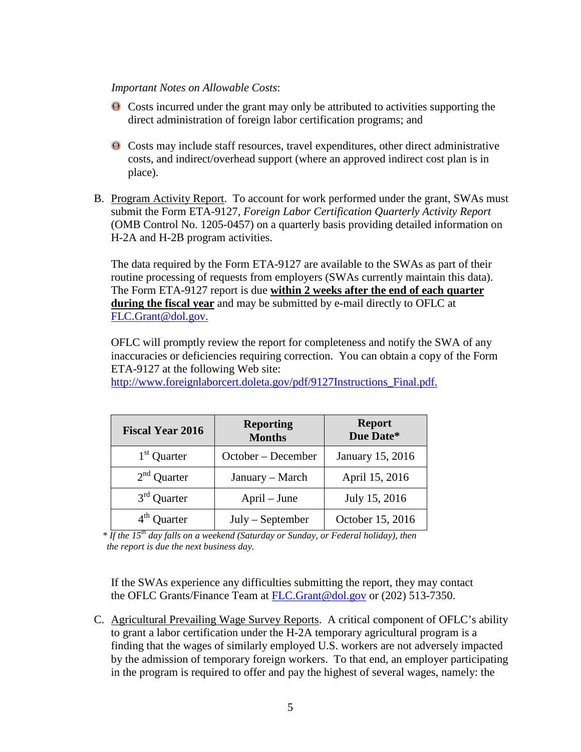*Important Notes on Allowable Costs*:

- Costs incurred under the grant may only be attributed to activities supporting the direct administration of foreign labor certification programs; and
- Costs may include staff resources, travel expenditures, other direct administrative costs, and indirect/overhead support (where an approved indirect cost plan is in place).

B. Program Activity Report. To account for work performed under the grant, SWAs must submit the Form ETA-9127, *Foreign Labor Certification Quarterly Activity Report* (OMB Control No. 1205-0457) on a quarterly basis providing detailed information on H-2A and H-2B program activities.

The data required by the Form ETA-9127 are available to the SWAs as part of their routine processing of requests from employers (SWAs currently maintain this data). The Form ETA-9127 report is due **within 2 weeks after the end of each quarter during the fiscal year** and may be submitted by e-mail directly to OFLC at FLC.Grant@dol.gov.

OFLC will promptly review the report for completeness and notify the SWA of any inaccuracies or deficiencies requiring correction. You can obtain a copy of the Form ETA-9127 at the following Web site: http://www.foreignlaborcert.doleta.gov/pdf/9127Instructions_Final.pdf.

| Fiscal Year 2016 | Reporting Months | Report Due Date* |
|---|---|---|
| 1st Quarter | October – December | January 15, 2016 |
| 2nd Quarter | January – March | April 15, 2016 |
| 3rd Quarter | April – June | July 15, 2016 |
| 4th Quarter | July – September | October 15, 2016 |

*\* If the 15th day falls on a weekend (Saturday or Sunday, or Federal holiday), then the report is due the next business day.*

If the SWAs experience any difficulties submitting the report, they may contact the OFLC Grants/Finance Team at FLC.Grant@dol.gov or (202) 513-7350.

C. Agricultural Prevailing Wage Survey Reports. A critical component of OFLC's ability to grant a labor certification under the H-2A temporary agricultural program is a finding that the wages of similarly employed U.S. workers are not adversely impacted by the admission of temporary foreign workers. To that end, an employer participating in the program is required to offer and pay the highest of several wages, namely: the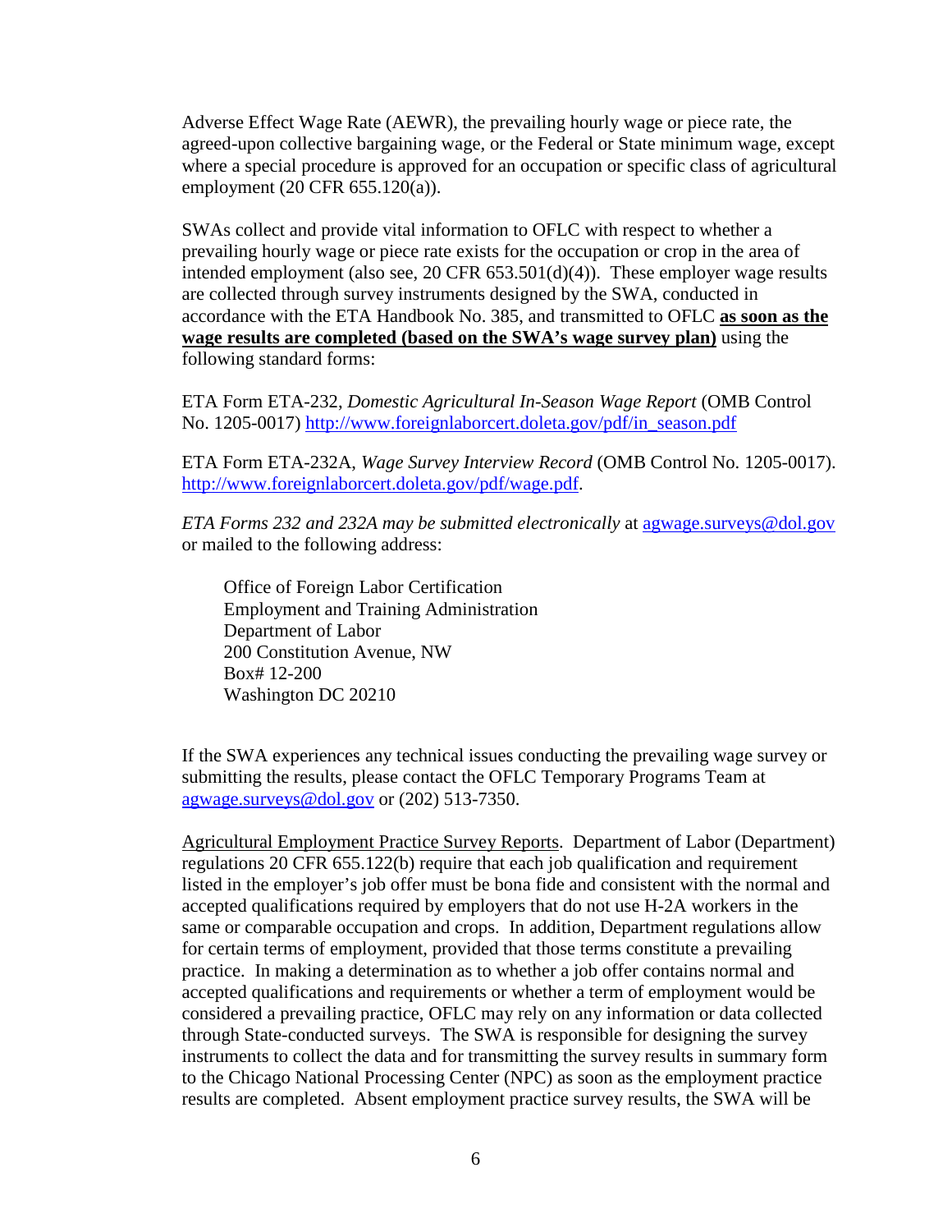Adverse Effect Wage Rate (AEWR), the prevailing hourly wage or piece rate, the agreed-upon collective bargaining wage, or the Federal or State minimum wage, except where a special procedure is approved for an occupation or specific class of agricultural employment (20 CFR 655.120(a)).

SWAs collect and provide vital information to OFLC with respect to whether a prevailing hourly wage or piece rate exists for the occupation or crop in the area of intended employment (also see, 20 CFR 653.501(d)(4)). These employer wage results are collected through survey instruments designed by the SWA, conducted in accordance with the ETA Handbook No. 385, and transmitted to OFLC **as soon as the wage results are completed (based on the SWA's wage survey plan)** using the following standard forms:

ETA Form ETA-232, *Domestic Agricultural In-Season Wage Report* (OMB Control No. 1205-0017) http://www.foreignlaborcert.doleta.gov/pdf/in_season.pdf

ETA Form ETA-232A, *Wage Survey Interview Record* (OMB Control No. 1205-0017). http://www.foreignlaborcert.doleta.gov/pdf/wage.pdf.

*ETA Forms 232 and 232A may be submitted electronically* at agwage.surveys@dol.gov or mailed to the following address:

> Office of Foreign Labor Certification
> Employment and Training Administration
> Department of Labor
> 200 Constitution Avenue, NW
> Box# 12-200
> Washington DC 20210

If the SWA experiences any technical issues conducting the prevailing wage survey or submitting the results, please contact the OFLC Temporary Programs Team at agwage.surveys@dol.gov or (202) 513-7350.

Agricultural Employment Practice Survey Reports. Department of Labor (Department) regulations 20 CFR 655.122(b) require that each job qualification and requirement listed in the employer's job offer must be bona fide and consistent with the normal and accepted qualifications required by employers that do not use H-2A workers in the same or comparable occupation and crops. In addition, Department regulations allow for certain terms of employment, provided that those terms constitute a prevailing practice. In making a determination as to whether a job offer contains normal and accepted qualifications and requirements or whether a term of employment would be considered a prevailing practice, OFLC may rely on any information or data collected through State-conducted surveys. The SWA is responsible for designing the survey instruments to collect the data and for transmitting the survey results in summary form to the Chicago National Processing Center (NPC) as soon as the employment practice results are completed. Absent employment practice survey results, the SWA will be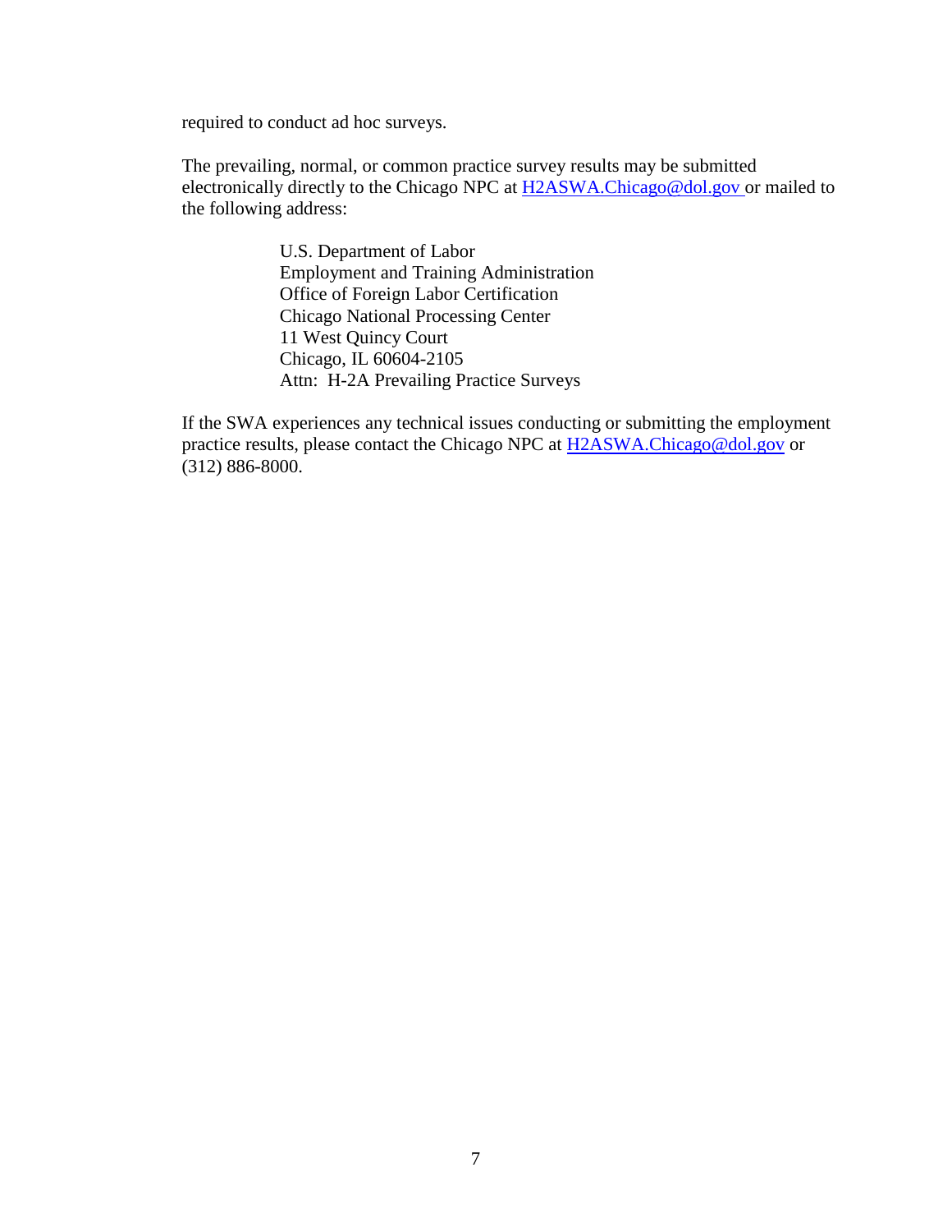required to conduct ad hoc surveys.

The prevailing, normal, or common practice survey results may be submitted electronically directly to the Chicago NPC at H2ASWA.Chicago@dol.gov or mailed to the following address:

> U.S. Department of Labor
> Employment and Training Administration
> Office of Foreign Labor Certification
> Chicago National Processing Center
> 11 West Quincy Court
> Chicago, IL 60604-2105
> Attn: H-2A Prevailing Practice Surveys

If the SWA experiences any technical issues conducting or submitting the employment practice results, please contact the Chicago NPC at H2ASWA.Chicago@dol.gov or (312) 886-8000.